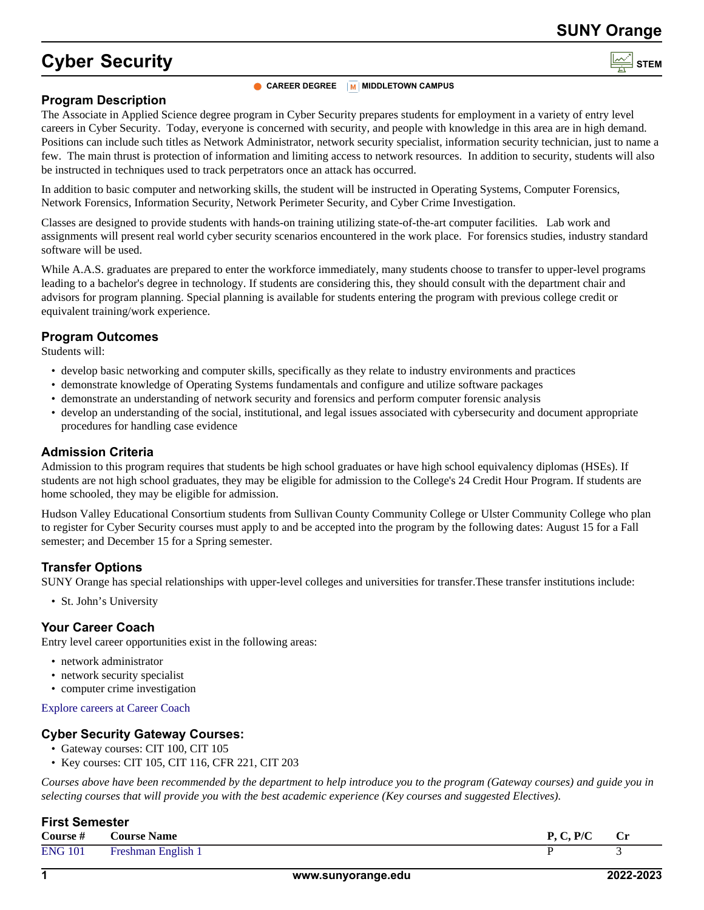# Cyber Security

STEM

CAREER DEGREE | MIDDLETOWN CAMPUS

## Program Description

The Associate in Applied Science degree program in Cyber Security prepares students for employment in a variety of entry level careers in Cyber Security. Today, everyone is concerned with security, and people with knowledge in this area are in high demand. Positions can include such titles as Network Administrator, network security specialist, information security technician, just to name a few. The main thrust is protection of information and limiting access to network resources. In addition to security, students will also be instructed in techniques used to track perpetrators once an attack has occurred.

In addition to basic computer and networking skills, the student will be instructed in Operating Systems, Computer Forensics, Network Forensics, Information Security, Network Perimeter Security, and Cyber Crime Investigation.

Classes are designed to provide students with hands-on training utilizing state-of-the-art computer facilities. Lab work and assignments will present real world cyber security scenarios encountered in the work place. For forensics studies, industry standard software will be used.

While A.A.S. graduates are prepared to enter the workforce immediately, many students choose to transfer to upper-level programs leading to a bachelor's degree in technology. If students are considering this, they should consult with the department chair and advisors for program planning. Special planning is available for students entering the program with previous college credit or equivalent training/work experience.

## Program Outcomes

Students will:

- develop basic networking and computer skills, specifically as they relate to industry environments and practices
- demonstrate knowledge of Operating Systems fundamentals and configure and utilize software packages
- demonstrate an understanding of network security and forensics and perform computer forensic analysis
- develop an understanding of the social, institutional, and legal issues associated with cybersecurity and document appropriate procedures for handling case evidence

## Admission Criteria

Admission to this program requires that students be high school graduates or have high school equivalency diplomas (HSEs). If students are not high school graduates, they may be eligible for admission to the College's 24 Credit Hour Program. If students are home schooled, they may be eligible for admission.

Hudson Valley Educational Consortium students from Sullivan County Community College or Ulster Community College who plan to register for Cyber Security courses must apply to and be accepted into the program by the following dates: August 15 for a Fall semester; and December 15 for a Spring semester.

## Transfer Options

SUNY Orange has special relationships with upper-level colleges and universities for transfer.These transfer institutions include:

- St. John's University

## Your Career Coach

Entry level career opportunities exist in the following areas:

- network administrator
- network security specialist
- computer crime investigation

Explore careers at Career Coach

## Cyber Security Gateway Courses:

- Gateway courses: CIT 100, CIT 105
- Key courses: CIT 105, CIT 116, CFR 221, CIT 203

*Courses above have been recommended by the department to help introduce you to the program (Gateway courses) and guide you in selecting courses that will provide you with the best academic experience (Key courses and suggested Electives).*

## First Semester

| Course # | Course Name | P, C, P/C | Cr |
|---|---|---|---|
| ENG 101 | Freshman English 1 | P | 3 |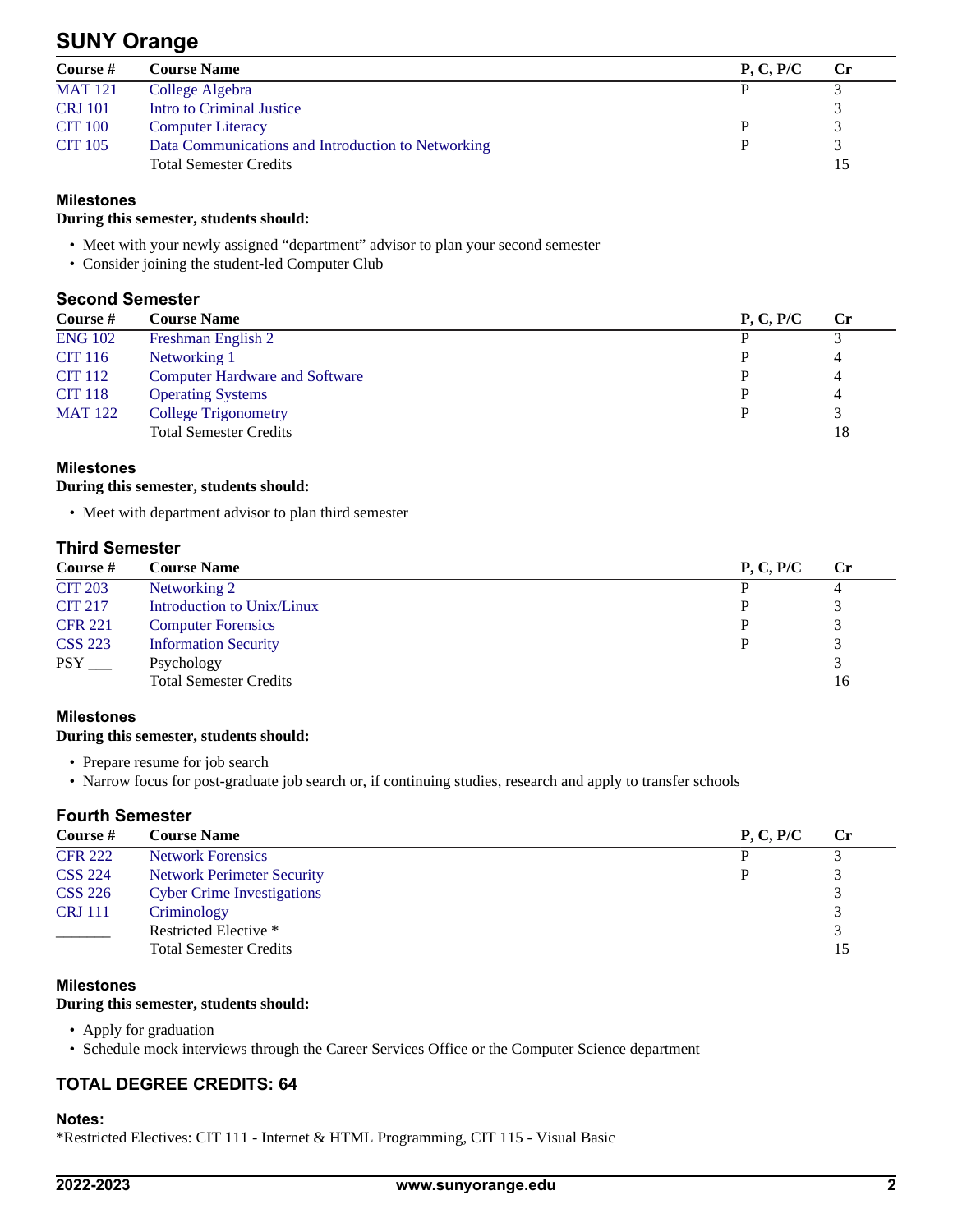## SUNY Orange

| Course # | Course Name | P, C, P/C | Cr |
|---|---|---|---|
| MAT 121 | College Algebra | P | 3 |
| CRJ 101 | Intro to Criminal Justice | | 3 |
| CIT 100 | Computer Literacy | P | 3 |
| CIT 105 | Data Communications and Introduction to Networking | P | 3 |
| | Total Semester Credits | | 15 |

### Milestones

**During this semester, students should:**

- Meet with your newly assigned "department" advisor to plan your second semester
- Consider joining the student-led Computer Club

### Second Semester

| Course # | Course Name | P, C, P/C | Cr |
|---|---|---|---|
| ENG 102 | Freshman English 2 | P | 3 |
| CIT 116 | Networking 1 | P | 4 |
| CIT 112 | Computer Hardware and Software | P | 4 |
| CIT 118 | Operating Systems | P | 4 |
| MAT 122 | College Trigonometry | P | 3 |
| | Total Semester Credits | | 18 |

### Milestones

**During this semester, students should:**

- Meet with department advisor to plan third semester

### Third Semester

| Course # | Course Name | P, C, P/C | Cr |
|---|---|---|---|
| CIT 203 | Networking 2 | P | 4 |
| CIT 217 | Introduction to Unix/Linux | P | 3 |
| CFR 221 | Computer Forensics | P | 3 |
| CSS 223 | Information Security | P | 3 |
| PSY ___ | Psychology | | 3 |
| | Total Semester Credits | | 16 |

### Milestones

**During this semester, students should:**

- Prepare resume for job search
- Narrow focus for post-graduate job search or, if continuing studies, research and apply to transfer schools

### Fourth Semester

| Course # | Course Name | P, C, P/C | Cr |
|---|---|---|---|
| CFR 222 | Network Forensics | P | 3 |
| CSS 224 | Network Perimeter Security | P | 3 |
| CSS 226 | Cyber Crime Investigations | | 3 |
| CRJ 111 | Criminology | | 3 |
| _______ | Restricted Elective * | | 3 |
| | Total Semester Credits | | 15 |

### Milestones

**During this semester, students should:**

- Apply for graduation
- Schedule mock interviews through the Career Services Office or the Computer Science department

## TOTAL DEGREE CREDITS: 64

### Notes:

*Restricted Electives: CIT 111 - Internet & HTML Programming, CIT 115 - Visual Basic